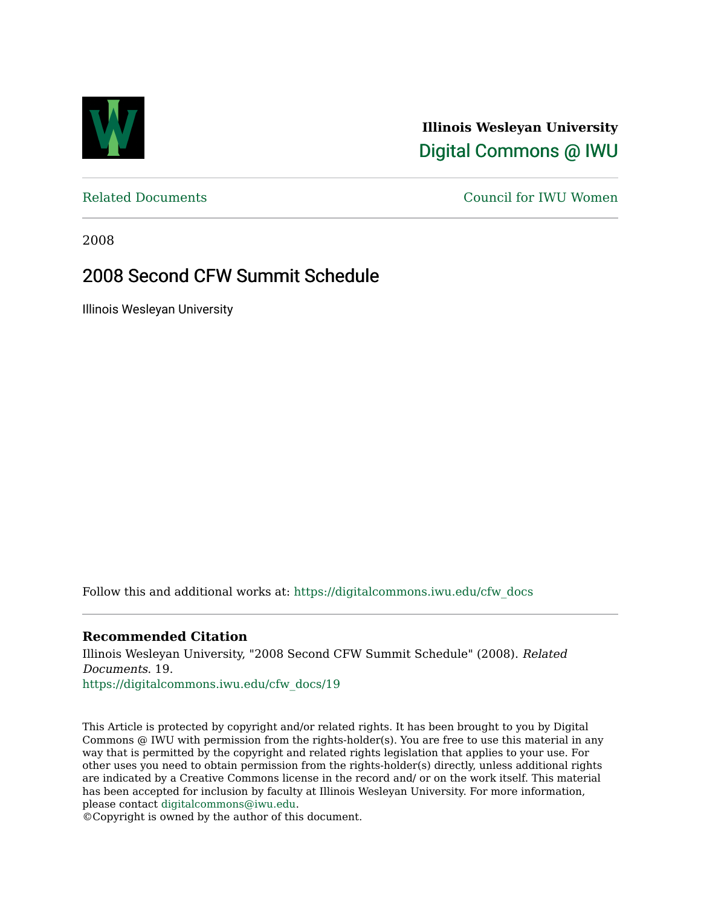**Illinois Wesleyan University**

Digital Commons @ IWU

Related Documents

Council for IWU Women

2008

# 2008 Second CFW Summit Schedule

Illinois Wesleyan University

Follow this and additional works at: https://digitalcommons.iwu.edu/cfw_docs

### Recommended Citation

Illinois Wesleyan University, "2008 Second CFW Summit Schedule" (2008). *Related Documents*. 19.
https://digitalcommons.iwu.edu/cfw_docs/19

This Article is protected by copyright and/or related rights. It has been brought to you by Digital Commons @ IWU with permission from the rights-holder(s). You are free to use this material in any way that is permitted by the copyright and related rights legislation that applies to your use. For other uses you need to obtain permission from the rights-holder(s) directly, unless additional rights are indicated by a Creative Commons license in the record and/ or on the work itself. This material has been accepted for inclusion by faculty at Illinois Wesleyan University. For more information, please contact digitalcommons@iwu.edu.
©Copyright is owned by the author of this document.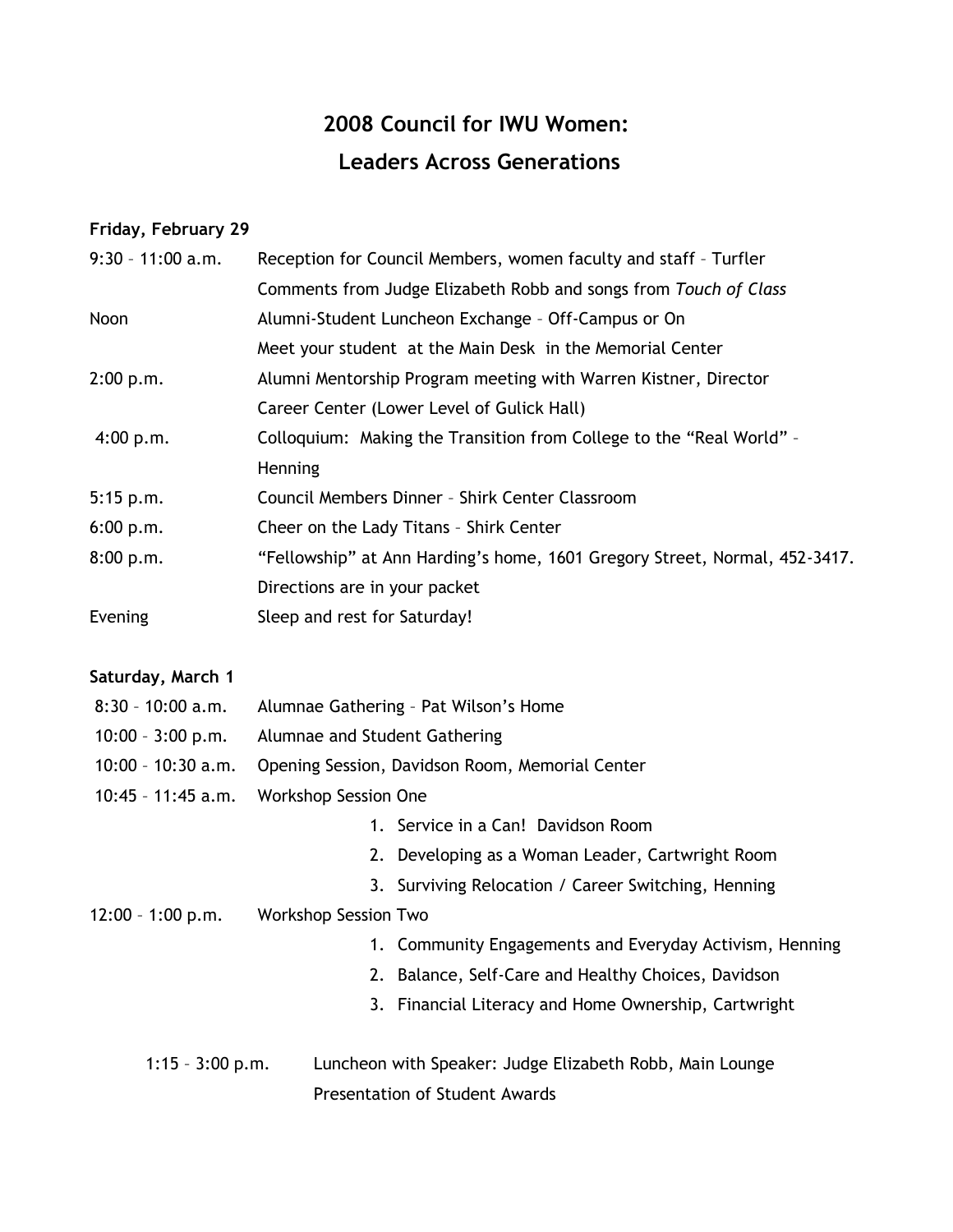# 2008 Council for IWU Women:

# Leaders Across Generations

**Friday, February 29**

| | |
|---|---|
| 9:30 – 11:00 a.m. | Reception for Council Members, women faculty and staff – Turfler<br>Comments from Judge Elizabeth Robb and songs from *Touch of Class* |
| Noon | Alumni-Student Luncheon Exchange – Off-Campus or On<br>Meet your student at the Main Desk in the Memorial Center |
| 2:00 p.m. | Alumni Mentorship Program meeting with Warren Kistner, Director<br>Career Center (Lower Level of Gulick Hall) |
| 4:00 p.m. | Colloquium: Making the Transition from College to the "Real World" – Henning |
| 5:15 p.m. | Council Members Dinner – Shirk Center Classroom |
| 6:00 p.m. | Cheer on the Lady Titans – Shirk Center |
| 8:00 p.m. | "Fellowship" at Ann Harding's home, 1601 Gregory Street, Normal, 452-3417.<br>Directions are in your packet |
| Evening | Sleep and rest for Saturday! |

**Saturday, March 1**

| | |
|---|---|
| 8:30 – 10:00 a.m. | Alumnae Gathering – Pat Wilson's Home |
| 10:00 – 3:00 p.m. | Alumnae and Student Gathering |
| 10:00 – 10:30 a.m. | Opening Session, Davidson Room, Memorial Center |
| 10:45 – 11:45 a.m. | Workshop Session One<br>1. Service in a Can! Davidson Room<br>2. Developing as a Woman Leader, Cartwright Room<br>3. Surviving Relocation / Career Switching, Henning |
| 12:00 – 1:00 p.m. | Workshop Session Two<br>1. Community Engagements and Everyday Activism, Henning<br>2. Balance, Self-Care and Healthy Choices, Davidson<br>3. Financial Literacy and Home Ownership, Cartwright |
| 1:15 – 3:00 p.m. | Luncheon with Speaker: Judge Elizabeth Robb, Main Lounge<br>Presentation of Student Awards |